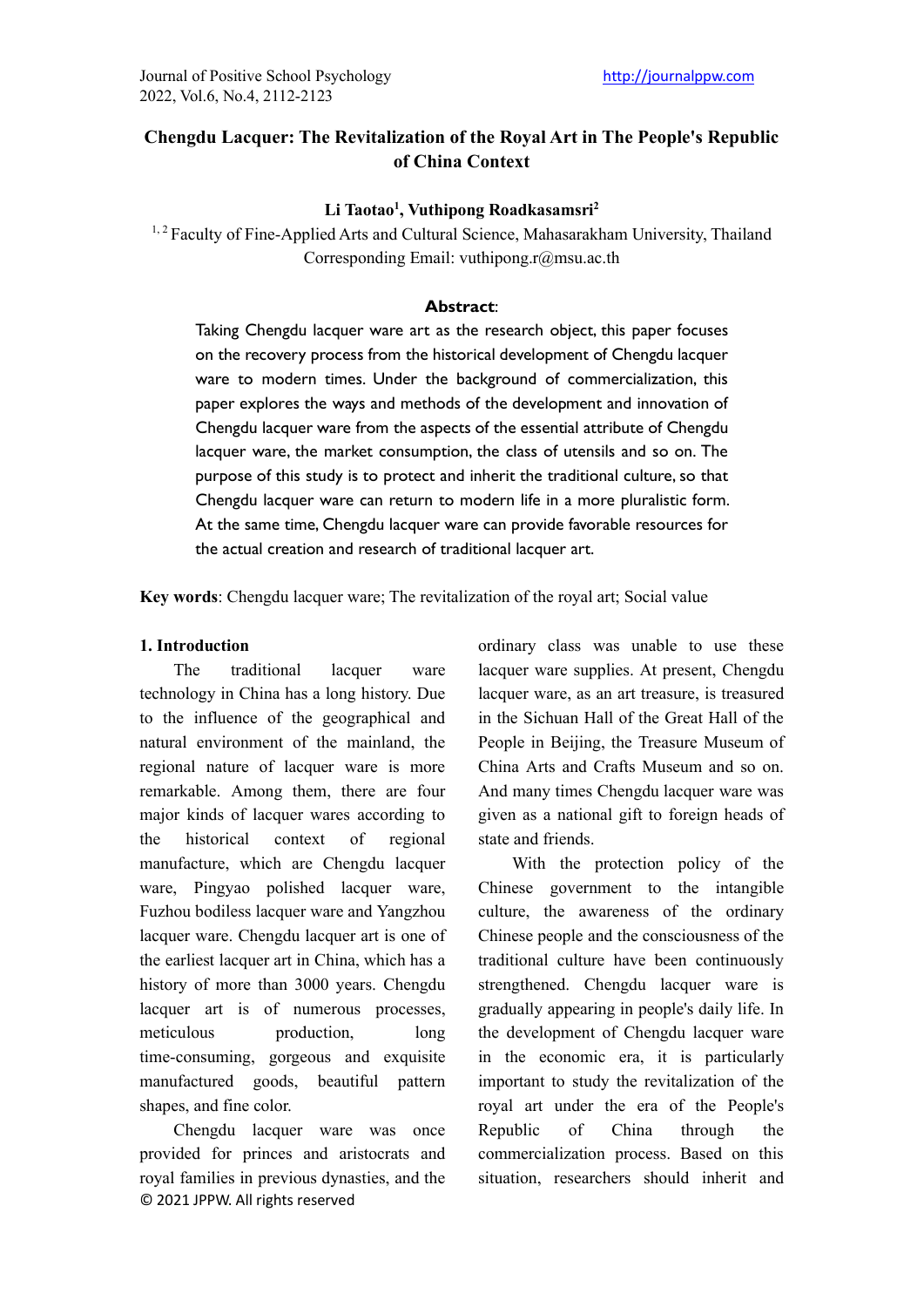# Chengdu Lacquer: The Revitalization of the Royal Art in The People's Republic of China Context

**Li Taotao[1], Vuthipong Roadkasamsri[2]**

[1, 2] Faculty of Fine-Applied Arts and Cultural Science, Mahasarakham University, Thailand
Corresponding Email: vuthipong.r@msu.ac.th

**Abstract**:

Taking Chengdu lacquer ware art as the research object, this paper focuses on the recovery process from the historical development of Chengdu lacquer ware to modern times. Under the background of commercialization, this paper explores the ways and methods of the development and innovation of Chengdu lacquer ware from the aspects of the essential attribute of Chengdu lacquer ware, the market consumption, the class of utensils and so on. The purpose of this study is to protect and inherit the traditional culture, so that Chengdu lacquer ware can return to modern life in a more pluralistic form. At the same time, Chengdu lacquer ware can provide favorable resources for the actual creation and research of traditional lacquer art.

**Key words**: Chengdu lacquer ware; The revitalization of the royal art; Social value

## 1. Introduction

The traditional lacquer ware technology in China has a long history. Due to the influence of the geographical and natural environment of the mainland, the regional nature of lacquer ware is more remarkable. Among them, there are four major kinds of lacquer wares according to the historical context of regional manufacture, which are Chengdu lacquer ware, Pingyao polished lacquer ware, Fuzhou bodiless lacquer ware and Yangzhou lacquer ware. Chengdu lacquer art is one of the earliest lacquer art in China, which has a history of more than 3000 years. Chengdu lacquer art is of numerous processes, meticulous production, long time-consuming, gorgeous and exquisite manufactured goods, beautiful pattern shapes, and fine color.

Chengdu lacquer ware was once provided for princes and aristocrats and royal families in previous dynasties, and the ordinary class was unable to use these lacquer ware supplies. At present, Chengdu lacquer ware, as an art treasure, is treasured in the Sichuan Hall of the Great Hall of the People in Beijing, the Treasure Museum of China Arts and Crafts Museum and so on. And many times Chengdu lacquer ware was given as a national gift to foreign heads of state and friends.

With the protection policy of the Chinese government to the intangible culture, the awareness of the ordinary Chinese people and the consciousness of the traditional culture have been continuously strengthened. Chengdu lacquer ware is gradually appearing in people's daily life. In the development of Chengdu lacquer ware in the economic era, it is particularly important to study the revitalization of the royal art under the era of the People's Republic of China through the commercialization process. Based on this situation, researchers should inherit and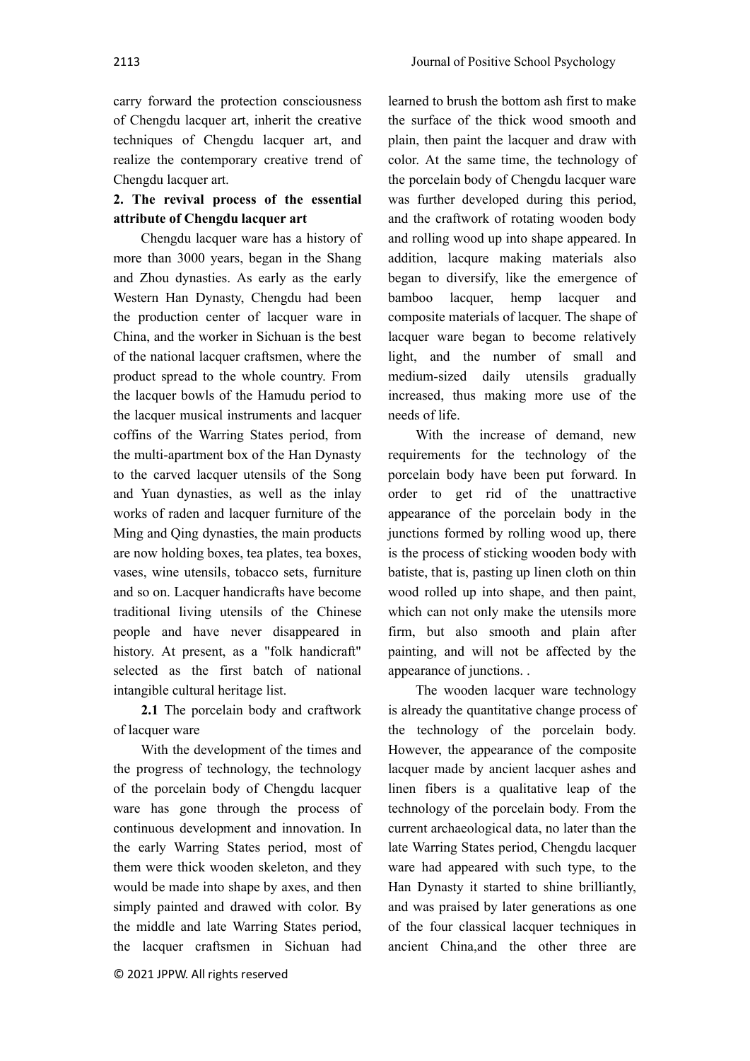carry forward the protection consciousness of Chengdu lacquer art, inherit the creative techniques of Chengdu lacquer art, and realize the contemporary creative trend of Chengdu lacquer art.

## 2. The revival process of the essential attribute of Chengdu lacquer art

Chengdu lacquer ware has a history of more than 3000 years, began in the Shang and Zhou dynasties. As early as the early Western Han Dynasty, Chengdu had been the production center of lacquer ware in China, and the worker in Sichuan is the best of the national lacquer craftsmen, where the product spread to the whole country. From the lacquer bowls of the Hamudu period to the lacquer musical instruments and lacquer coffins of the Warring States period, from the multi-apartment box of the Han Dynasty to the carved lacquer utensils of the Song and Yuan dynasties, as well as the inlay works of raden and lacquer furniture of the Ming and Qing dynasties, the main products are now holding boxes, tea plates, tea boxes, vases, wine utensils, tobacco sets, furniture and so on. Lacquer handicrafts have become traditional living utensils of the Chinese people and have never disappeared in history. At present, as a "folk handicraft" selected as the first batch of national intangible cultural heritage list.

**2.1** The porcelain body and craftwork of lacquer ware

With the development of the times and the progress of technology, the technology of the porcelain body of Chengdu lacquer ware has gone through the process of continuous development and innovation. In the early Warring States period, most of them were thick wooden skeleton, and they would be made into shape by axes, and then simply painted and drawed with color. By the middle and late Warring States period, the lacquer craftsmen in Sichuan had learned to brush the bottom ash first to make the surface of the thick wood smooth and plain, then paint the lacquer and draw with color. At the same time, the technology of the porcelain body of Chengdu lacquer ware was further developed during this period, and the craftwork of rotating wooden body and rolling wood up into shape appeared. In addition, lacqure making materials also began to diversify, like the emergence of bamboo lacquer, hemp lacquer and composite materials of lacquer. The shape of lacquer ware began to become relatively light, and the number of small and medium-sized daily utensils gradually increased, thus making more use of the needs of life.

With the increase of demand, new requirements for the technology of the porcelain body have been put forward. In order to get rid of the unattractive appearance of the porcelain body in the junctions formed by rolling wood up, there is the process of sticking wooden body with batiste, that is, pasting up linen cloth on thin wood rolled up into shape, and then paint, which can not only make the utensils more firm, but also smooth and plain after painting, and will not be affected by the appearance of junctions. .

The wooden lacquer ware technology is already the quantitative change process of the technology of the porcelain body. However, the appearance of the composite lacquer made by ancient lacquer ashes and linen fibers is a qualitative leap of the technology of the porcelain body. From the current archaeological data, no later than the late Warring States period, Chengdu lacquer ware had appeared with such type, to the Han Dynasty it started to shine brilliantly, and was praised by later generations as one of the four classical lacquer techniques in ancient China,and the other three are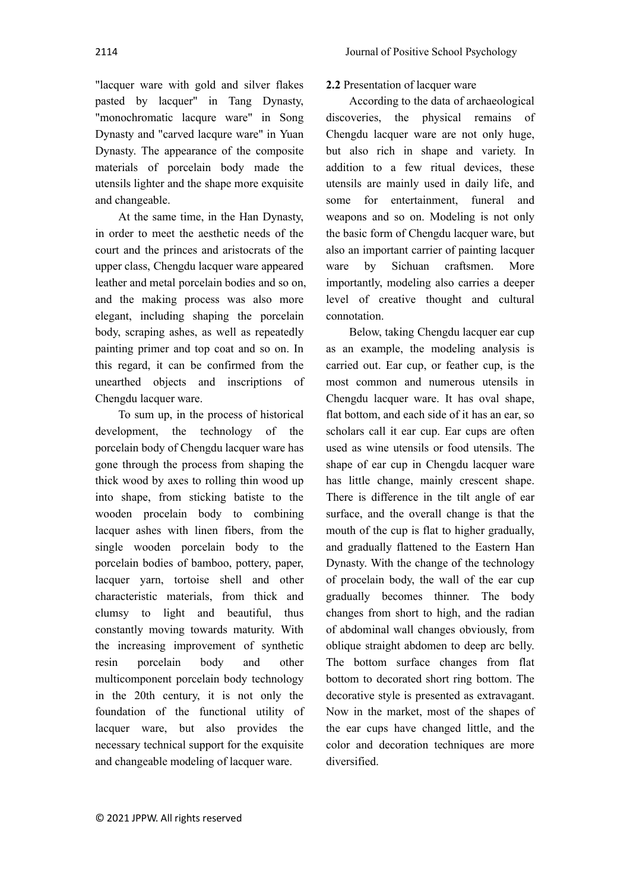"lacquer ware with gold and silver flakes pasted by lacquer" in Tang Dynasty, "monochromatic lacqure ware" in Song Dynasty and "carved lacqure ware" in Yuan Dynasty. The appearance of the composite materials of porcelain body made the utensils lighter and the shape more exquisite and changeable.

At the same time, in the Han Dynasty, in order to meet the aesthetic needs of the court and the princes and aristocrats of the upper class, Chengdu lacquer ware appeared leather and metal porcelain bodies and so on, and the making process was also more elegant, including shaping the porcelain body, scraping ashes, as well as repeatedly painting primer and top coat and so on. In this regard, it can be confirmed from the unearthed objects and inscriptions of Chengdu lacquer ware.

To sum up, in the process of historical development, the technology of the porcelain body of Chengdu lacquer ware has gone through the process from shaping the thick wood by axes to rolling thin wood up into shape, from sticking batiste to the wooden procelain body to combining lacquer ashes with linen fibers, from the single wooden porcelain body to the porcelain bodies of bamboo, pottery, paper, lacquer yarn, tortoise shell and other characteristic materials, from thick and clumsy to light and beautiful, thus constantly moving towards maturity. With the increasing improvement of synthetic resin porcelain body and other multicomponent porcelain body technology in the 20th century, it is not only the foundation of the functional utility of lacquer ware, but also provides the necessary technical support for the exquisite and changeable modeling of lacquer ware.

**2.2** Presentation of lacquer ware

According to the data of archaeological discoveries, the physical remains of Chengdu lacquer ware are not only huge, but also rich in shape and variety. In addition to a few ritual devices, these utensils are mainly used in daily life, and some for entertainment, funeral and weapons and so on. Modeling is not only the basic form of Chengdu lacquer ware, but also an important carrier of painting lacquer ware by Sichuan craftsmen. More importantly, modeling also carries a deeper level of creative thought and cultural connotation.

Below, taking Chengdu lacquer ear cup as an example, the modeling analysis is carried out. Ear cup, or feather cup, is the most common and numerous utensils in Chengdu lacquer ware. It has oval shape, flat bottom, and each side of it has an ear, so scholars call it ear cup. Ear cups are often used as wine utensils or food utensils. The shape of ear cup in Chengdu lacquer ware has little change, mainly crescent shape. There is difference in the tilt angle of ear surface, and the overall change is that the mouth of the cup is flat to higher gradually, and gradually flattened to the Eastern Han Dynasty. With the change of the technology of procelain body, the wall of the ear cup gradually becomes thinner. The body changes from short to high, and the radian of abdominal wall changes obviously, from oblique straight abdomen to deep arc belly. The bottom surface changes from flat bottom to decorated short ring bottom. The decorative style is presented as extravagant. Now in the market, most of the shapes of the ear cups have changed little, and the color and decoration techniques are more diversified.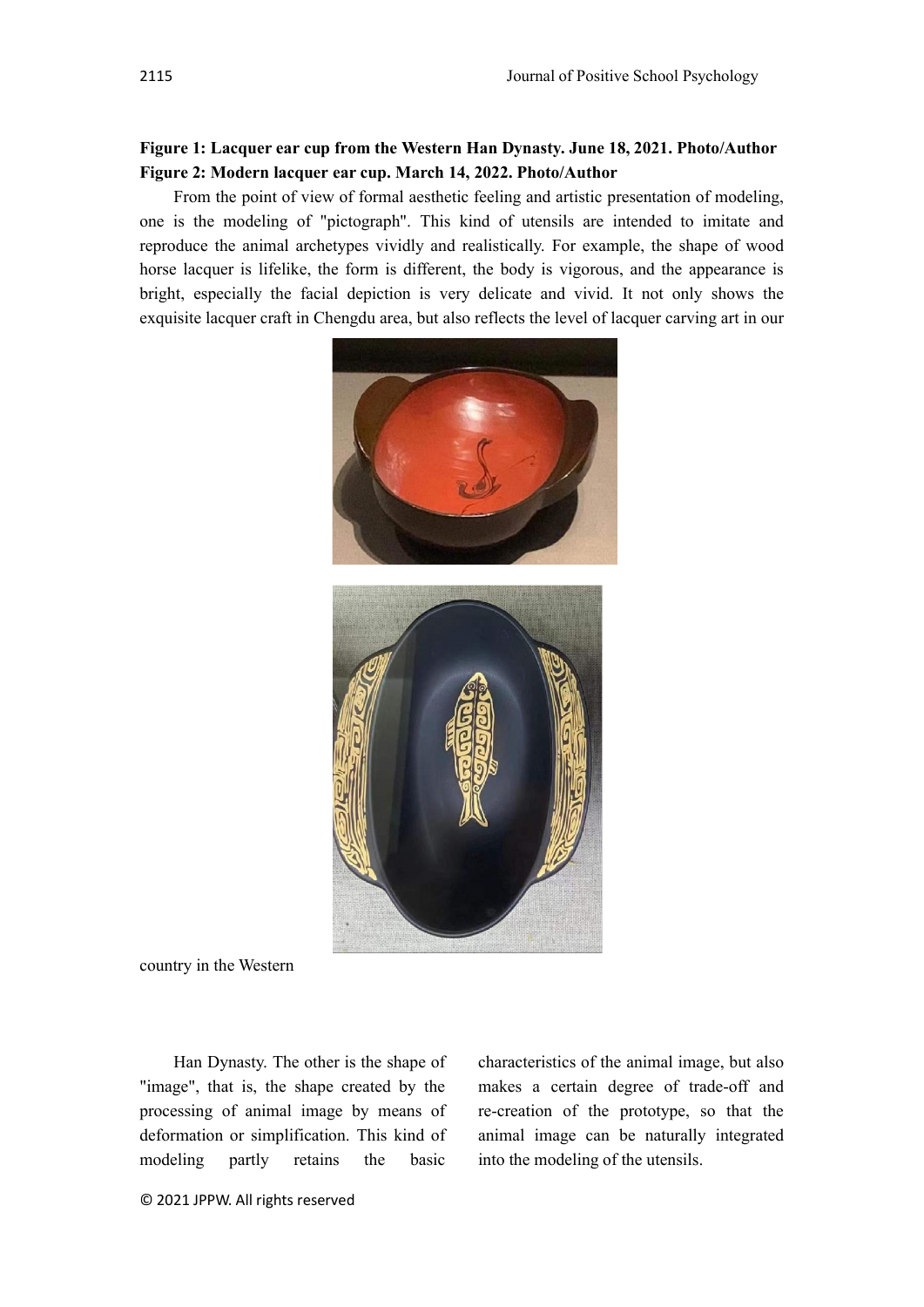**Figure 1: Lacquer ear cup from the Western Han Dynasty. June 18, 2021. Photo/Author**
**Figure 2: Modern lacquer ear cup. March 14, 2022. Photo/Author**

From the point of view of formal aesthetic feeling and artistic presentation of modeling, one is the modeling of "pictograph". This kind of utensils are intended to imitate and reproduce the animal archetypes vividly and realistically. For example, the shape of wood horse lacquer is lifelike, the form is different, the body is vigorous, and the appearance is bright, especially the facial depiction is very delicate and vivid. It not only shows the exquisite lacquer craft in Chengdu area, but also reflects the level of lacquer carving art in our country in the Western Han Dynasty. The other is the shape of "image", that is, the shape created by the processing of animal image by means of deformation or simplification. This kind of modeling partly retains the basic characteristics of the animal image, but also makes a certain degree of trade-off and re-creation of the prototype, so that the animal image can be naturally integrated into the modeling of the utensils.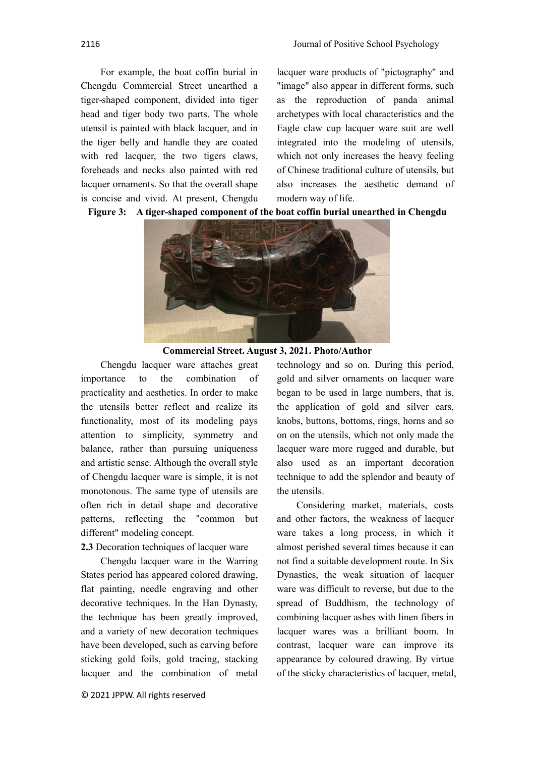For example, the boat coffin burial in Chengdu Commercial Street unearthed a tiger-shaped component, divided into tiger head and tiger body two parts. The whole utensil is painted with black lacquer, and in the tiger belly and handle they are coated with red lacquer, the two tigers claws, foreheads and necks also painted with red lacquer ornaments. So that the overall shape is concise and vivid. At present, Chengdu lacquer ware products of "pictography" and "image" also appear in different forms, such as the reproduction of panda animal archetypes with local characteristics and the Eagle claw cup lacquer ware suit are well integrated into the modeling of utensils, which not only increases the heavy feeling of Chinese traditional culture of utensils, but also increases the aesthetic demand of modern way of life.

**Figure 3: A tiger-shaped component of the boat coffin burial unearthed in Chengdu Commercial Street. August 3, 2021. Photo/Author**

Chengdu lacquer ware attaches great importance to the combination of practicality and aesthetics. In order to make the utensils better reflect and realize its functionality, most of its modeling pays attention to simplicity, symmetry and balance, rather than pursuing uniqueness and artistic sense. Although the overall style of Chengdu lacquer ware is simple, it is not monotonous. The same type of utensils are often rich in detail shape and decorative patterns, reflecting the "common but different" modeling concept.

**2.3** Decoration techniques of lacquer ware

Chengdu lacquer ware in the Warring States period has appeared colored drawing, flat painting, needle engraving and other decorative techniques. In the Han Dynasty, the technique has been greatly improved, and a variety of new decoration techniques have been developed, such as carving before sticking gold foils, gold tracing, stacking lacquer and the combination of metal technology and so on. During this period, gold and silver ornaments on lacquer ware began to be used in large numbers, that is, the application of gold and silver ears, knobs, buttons, bottoms, rings, horns and so on on the utensils, which not only made the lacquer ware more rugged and durable, but also used as an important decoration technique to add the splendor and beauty of the utensils.

Considering market, materials, costs and other factors, the weakness of lacquer ware takes a long process, in which it almost perished several times because it can not find a suitable development route. In Six Dynasties, the weak situation of lacquer ware was difficult to reverse, but due to the spread of Buddhism, the technology of combining lacquer ashes with linen fibers in lacquer wares was a brilliant boom. In contrast, lacquer ware can improve its appearance by coloured drawing. By virtue of the sticky characteristics of lacquer, metal,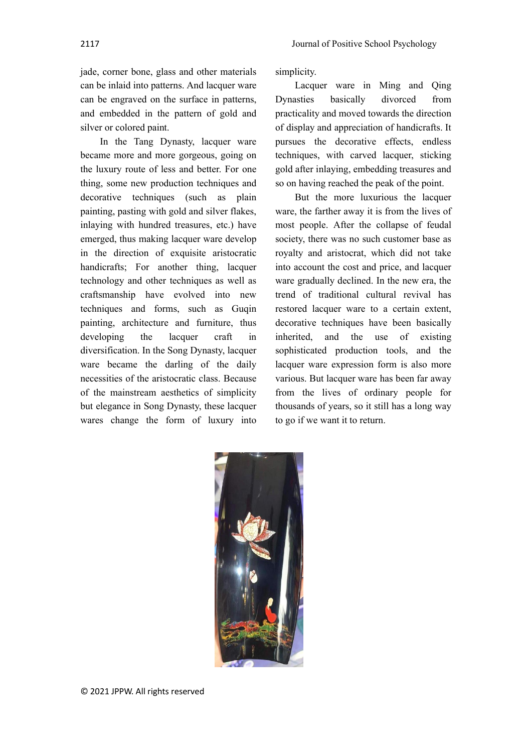jade, corner bone, glass and other materials can be inlaid into patterns. And lacquer ware can be engraved on the surface in patterns, and embedded in the pattern of gold and silver or colored paint.

In the Tang Dynasty, lacquer ware became more and more gorgeous, going on the luxury route of less and better. For one thing, some new production techniques and decorative techniques (such as plain painting, pasting with gold and silver flakes, inlaying with hundred treasures, etc.) have emerged, thus making lacquer ware develop in the direction of exquisite aristocratic handicrafts; For another thing, lacquer technology and other techniques as well as craftsmanship have evolved into new techniques and forms, such as Guqin painting, architecture and furniture, thus developing the lacquer craft in diversification. In the Song Dynasty, lacquer ware became the darling of the daily necessities of the aristocratic class. Because of the mainstream aesthetics of simplicity but elegance in Song Dynasty, these lacquer wares change the form of luxury into simplicity.

Lacquer ware in Ming and Qing Dynasties basically divorced from practicality and moved towards the direction of display and appreciation of handicrafts. It pursues the decorative effects, endless techniques, with carved lacquer, sticking gold after inlaying, embedding treasures and so on having reached the peak of the point.

But the more luxurious the lacquer ware, the farther away it is from the lives of most people. After the collapse of feudal society, there was no such customer base as royalty and aristocrat, which did not take into account the cost and price, and lacquer ware gradually declined. In the new era, the trend of traditional cultural revival has restored lacquer ware to a certain extent, decorative techniques have been basically inherited, and the use of existing sophisticated production tools, and the lacquer ware expression form is also more various. But lacquer ware has been far away from the lives of ordinary people for thousands of years, so it still has a long way to go if we want it to return.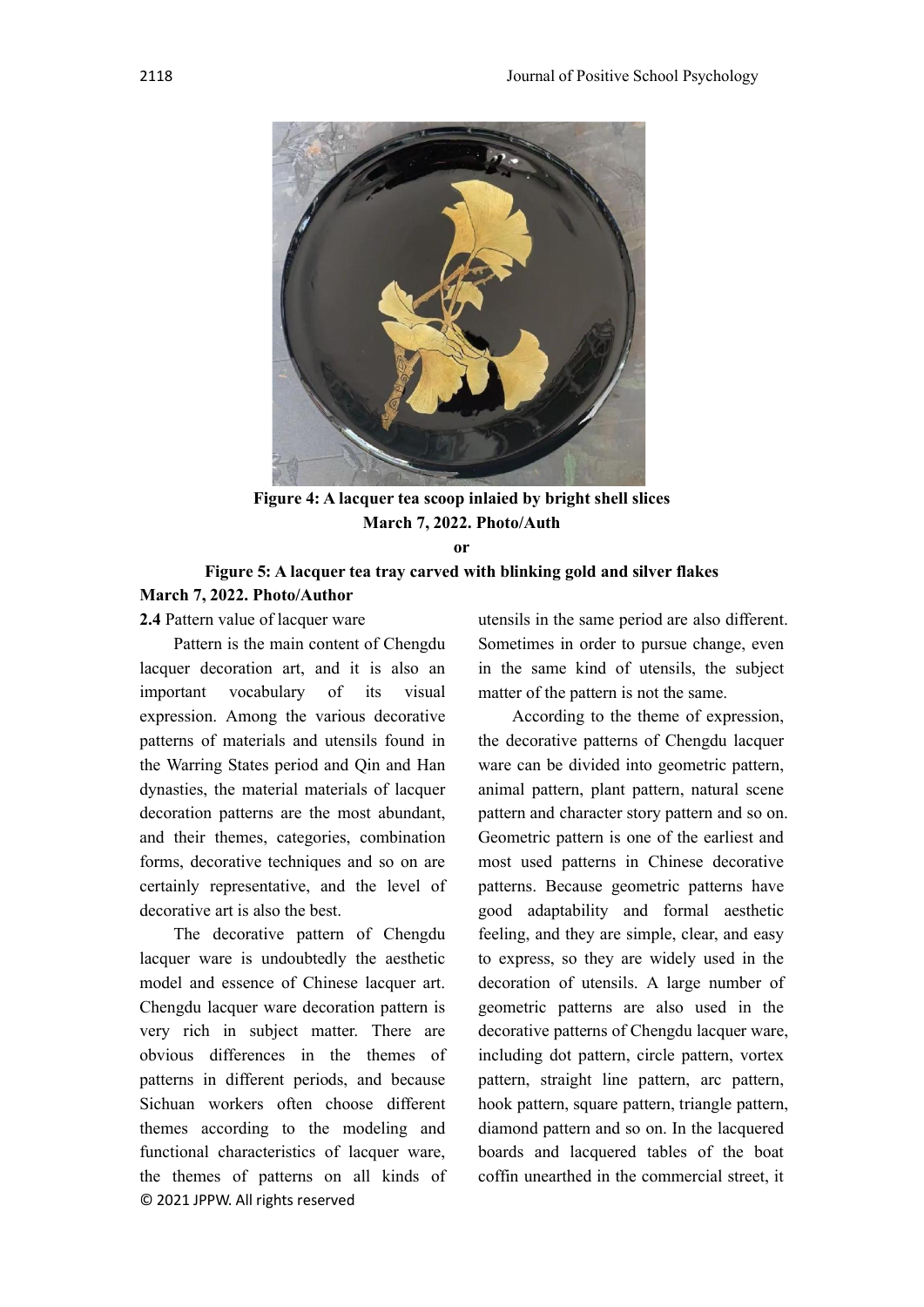**Figure 4: A lacquer tea scoop inlaied by bright shell slices**
**March 7, 2022. Photo/Auth**
**or**

**Figure 5: A lacquer tea tray carved with blinking gold and silver flakes**
**March 7, 2022. Photo/Author**

**2.4** Pattern value of lacquer ware

Pattern is the main content of Chengdu lacquer decoration art, and it is also an important vocabulary of its visual expression. Among the various decorative patterns of materials and utensils found in the Warring States period and Qin and Han dynasties, the material materials of lacquer decoration patterns are the most abundant, and their themes, categories, combination forms, decorative techniques and so on are certainly representative, and the level of decorative art is also the best.

The decorative pattern of Chengdu lacquer ware is undoubtedly the aesthetic model and essence of Chinese lacquer art. Chengdu lacquer ware decoration pattern is very rich in subject matter. There are obvious differences in the themes of patterns in different periods, and because Sichuan workers often choose different themes according to the modeling and functional characteristics of lacquer ware, the themes of patterns on all kinds of utensils in the same period are also different. Sometimes in order to pursue change, even in the same kind of utensils, the subject matter of the pattern is not the same.

According to the theme of expression, the decorative patterns of Chengdu lacquer ware can be divided into geometric pattern, animal pattern, plant pattern, natural scene pattern and character story pattern and so on. Geometric pattern is one of the earliest and most used patterns in Chinese decorative patterns. Because geometric patterns have good adaptability and formal aesthetic feeling, and they are simple, clear, and easy to express, so they are widely used in the decoration of utensils. A large number of geometric patterns are also used in the decorative patterns of Chengdu lacquer ware, including dot pattern, circle pattern, vortex pattern, straight line pattern, arc pattern, hook pattern, square pattern, triangle pattern, diamond pattern and so on. In the lacquered boards and lacquered tables of the boat coffin unearthed in the commercial street, it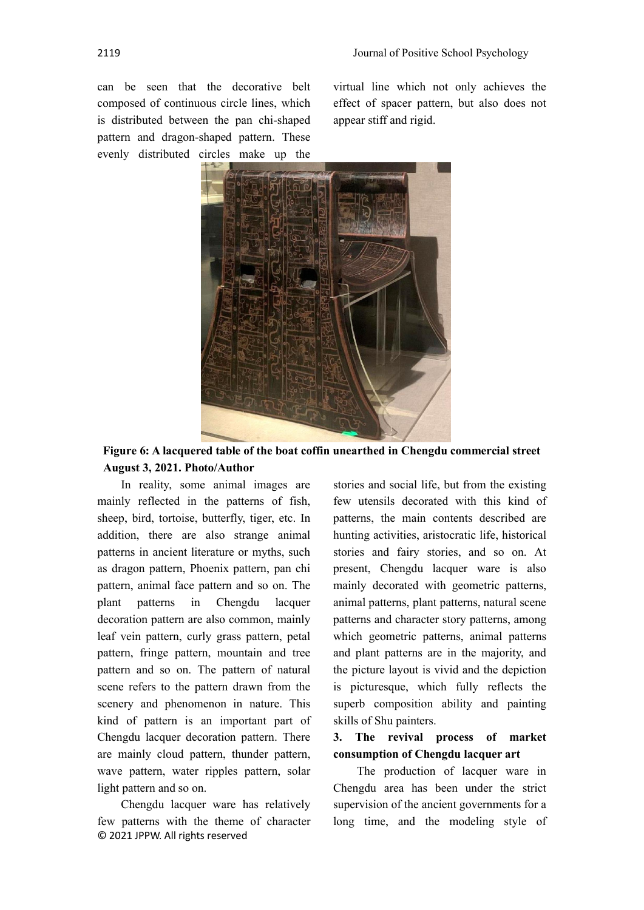can be seen that the decorative belt composed of continuous circle lines, which is distributed between the pan chi-shaped pattern and dragon-shaped pattern. These evenly distributed circles make up the virtual line which not only achieves the effect of spacer pattern, but also does not appear stiff and rigid.

**Figure 6: A lacquered table of the boat coffin unearthed in Chengdu commercial street August 3, 2021. Photo/Author**

In reality, some animal images are mainly reflected in the patterns of fish, sheep, bird, tortoise, butterfly, tiger, etc. In addition, there are also strange animal patterns in ancient literature or myths, such as dragon pattern, Phoenix pattern, pan chi pattern, animal face pattern and so on. The plant patterns in Chengdu lacquer decoration pattern are also common, mainly leaf vein pattern, curly grass pattern, petal pattern, fringe pattern, mountain and tree pattern and so on. The pattern of natural scene refers to the pattern drawn from the scenery and phenomenon in nature. This kind of pattern is an important part of Chengdu lacquer decoration pattern. There are mainly cloud pattern, thunder pattern, wave pattern, water ripples pattern, solar light pattern and so on.

Chengdu lacquer ware has relatively few patterns with the theme of character stories and social life, but from the existing few utensils decorated with this kind of patterns, the main contents described are hunting activities, aristocratic life, historical stories and fairy stories, and so on. At present, Chengdu lacquer ware is also mainly decorated with geometric patterns, animal patterns, plant patterns, natural scene patterns and character story patterns, among which geometric patterns, animal patterns and plant patterns are in the majority, and the picture layout is vivid and the depiction is picturesque, which fully reflects the superb composition ability and painting skills of Shu painters.

## 3. The revival process of market consumption of Chengdu lacquer art

The production of lacquer ware in Chengdu area has been under the strict supervision of the ancient governments for a long time, and the modeling style of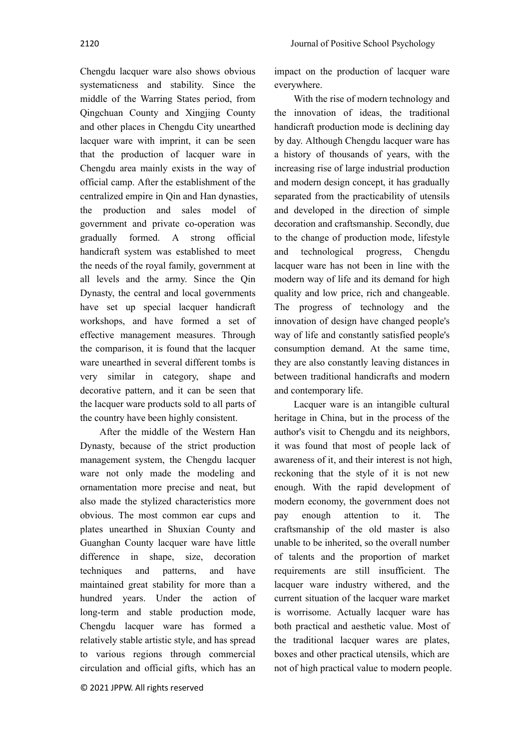Chengdu lacquer ware also shows obvious systematicness and stability. Since the middle of the Warring States period, from Qingchuan County and Xingjing County and other places in Chengdu City unearthed lacquer ware with imprint, it can be seen that the production of lacquer ware in Chengdu area mainly exists in the way of official camp. After the establishment of the centralized empire in Qin and Han dynasties, the production and sales model of government and private co-operation was gradually formed. A strong official handicraft system was established to meet the needs of the royal family, government at all levels and the army. Since the Qin Dynasty, the central and local governments have set up special lacquer handicraft workshops, and have formed a set of effective management measures. Through the comparison, it is found that the lacquer ware unearthed in several different tombs is very similar in category, shape and decorative pattern, and it can be seen that the lacquer ware products sold to all parts of the country have been highly consistent.

After the middle of the Western Han Dynasty, because of the strict production management system, the Chengdu lacquer ware not only made the modeling and ornamentation more precise and neat, but also made the stylized characteristics more obvious. The most common ear cups and plates unearthed in Shuxian County and Guanghan County lacquer ware have little difference in shape, size, decoration techniques and patterns, and have maintained great stability for more than a hundred years. Under the action of long-term and stable production mode, Chengdu lacquer ware has formed a relatively stable artistic style, and has spread to various regions through commercial circulation and official gifts, which has an impact on the production of lacquer ware everywhere.

With the rise of modern technology and the innovation of ideas, the traditional handicraft production mode is declining day by day. Although Chengdu lacquer ware has a history of thousands of years, with the increasing rise of large industrial production and modern design concept, it has gradually separated from the practicability of utensils and developed in the direction of simple decoration and craftsmanship. Secondly, due to the change of production mode, lifestyle and technological progress, Chengdu lacquer ware has not been in line with the modern way of life and its demand for high quality and low price, rich and changeable. The progress of technology and the innovation of design have changed people's way of life and constantly satisfied people's consumption demand. At the same time, they are also constantly leaving distances in between traditional handicrafts and modern and contemporary life.

Lacquer ware is an intangible cultural heritage in China, but in the process of the author's visit to Chengdu and its neighbors, it was found that most of people lack of awareness of it, and their interest is not high, reckoning that the style of it is not new enough. With the rapid development of modern economy, the government does not pay enough attention to it. The craftsmanship of the old master is also unable to be inherited, so the overall number of talents and the proportion of market requirements are still insufficient. The lacquer ware industry withered, and the current situation of the lacquer ware market is worrisome. Actually lacquer ware has both practical and aesthetic value. Most of the traditional lacquer wares are plates, boxes and other practical utensils, which are not of high practical value to modern people.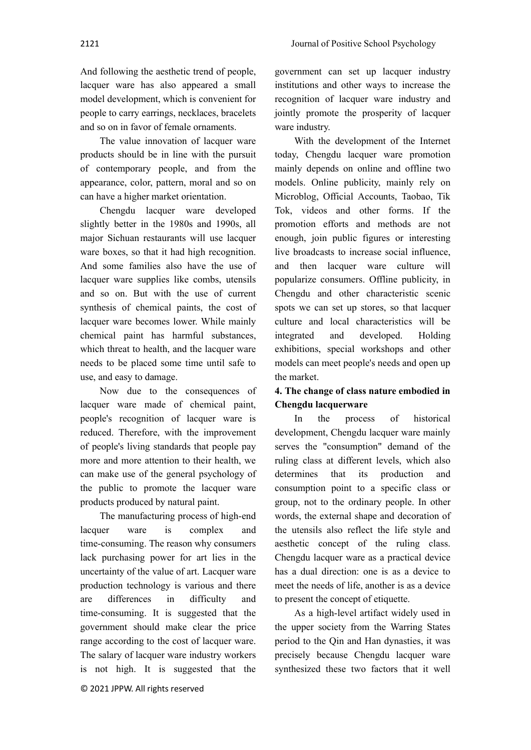And following the aesthetic trend of people, lacquer ware has also appeared a small model development, which is convenient for people to carry earrings, necklaces, bracelets and so on in favor of female ornaments.

The value innovation of lacquer ware products should be in line with the pursuit of contemporary people, and from the appearance, color, pattern, moral and so on can have a higher market orientation.

Chengdu lacquer ware developed slightly better in the 1980s and 1990s, all major Sichuan restaurants will use lacquer ware boxes, so that it had high recognition. And some families also have the use of lacquer ware supplies like combs, utensils and so on. But with the use of current synthesis of chemical paints, the cost of lacquer ware becomes lower. While mainly chemical paint has harmful substances, which threat to health, and the lacquer ware needs to be placed some time until safe to use, and easy to damage.

Now due to the consequences of lacquer ware made of chemical paint, people's recognition of lacquer ware is reduced. Therefore, with the improvement of people's living standards that people pay more and more attention to their health, we can make use of the general psychology of the public to promote the lacquer ware products produced by natural paint.

The manufacturing process of high-end lacquer ware is complex and time-consuming. The reason why consumers lack purchasing power for art lies in the uncertainty of the value of art. Lacquer ware production technology is various and there are differences in difficulty and time-consuming. It is suggested that the government should make clear the price range according to the cost of lacquer ware. The salary of lacquer ware industry workers is not high. It is suggested that the government can set up lacquer industry institutions and other ways to increase the recognition of lacquer ware industry and jointly promote the prosperity of lacquer ware industry.

With the development of the Internet today, Chengdu lacquer ware promotion mainly depends on online and offline two models. Online publicity, mainly rely on Microblog, Official Accounts, Taobao, Tik Tok, videos and other forms. If the promotion efforts and methods are not enough, join public figures or interesting live broadcasts to increase social influence, and then lacquer ware culture will popularize consumers. Offline publicity, in Chengdu and other characteristic scenic spots we can set up stores, so that lacquer culture and local characteristics will be integrated and developed. Holding exhibitions, special workshops and other models can meet people's needs and open up the market.

## 4. The change of class nature embodied in Chengdu lacquerware

In the process of historical development, Chengdu lacquer ware mainly serves the "consumption" demand of the ruling class at different levels, which also determines that its production and consumption point to a specific class or group, not to the ordinary people. In other words, the external shape and decoration of the utensils also reflect the life style and aesthetic concept of the ruling class. Chengdu lacquer ware as a practical device has a dual direction: one is as a device to meet the needs of life, another is as a device to present the concept of etiquette.

As a high-level artifact widely used in the upper society from the Warring States period to the Qin and Han dynasties, it was precisely because Chengdu lacquer ware synthesized these two factors that it well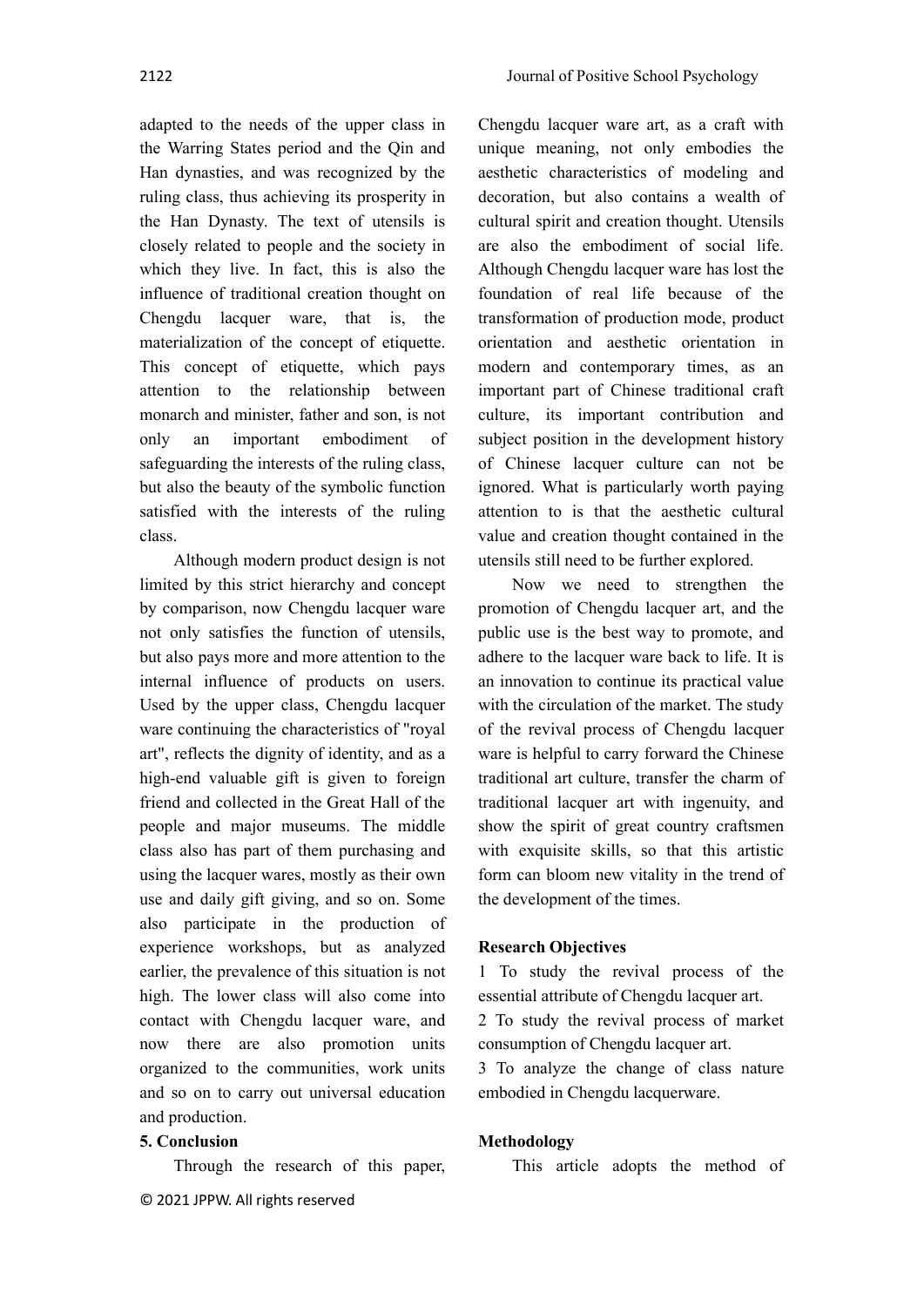adapted to the needs of the upper class in the Warring States period and the Qin and Han dynasties, and was recognized by the ruling class, thus achieving its prosperity in the Han Dynasty. The text of utensils is closely related to people and the society in which they live. In fact, this is also the influence of traditional creation thought on Chengdu lacquer ware, that is, the materialization of the concept of etiquette. This concept of etiquette, which pays attention to the relationship between monarch and minister, father and son, is not only an important embodiment of safeguarding the interests of the ruling class, but also the beauty of the symbolic function satisfied with the interests of the ruling class.

Although modern product design is not limited by this strict hierarchy and concept by comparison, now Chengdu lacquer ware not only satisfies the function of utensils, but also pays more and more attention to the internal influence of products on users. Used by the upper class, Chengdu lacquer ware continuing the characteristics of "royal art", reflects the dignity of identity, and as a high-end valuable gift is given to foreign friend and collected in the Great Hall of the people and major museums. The middle class also has part of them purchasing and using the lacquer wares, mostly as their own use and daily gift giving, and so on. Some also participate in the production of experience workshops, but as analyzed earlier, the prevalence of this situation is not high. The lower class will also come into contact with Chengdu lacquer ware, and now there are also promotion units organized to the communities, work units and so on to carry out universal education and production.

**5. Conclusion**

Through the research of this paper, Chengdu lacquer ware art, as a craft with unique meaning, not only embodies the aesthetic characteristics of modeling and decoration, but also contains a wealth of cultural spirit and creation thought. Utensils are also the embodiment of social life. Although Chengdu lacquer ware has lost the foundation of real life because of the transformation of production mode, product orientation and aesthetic orientation in modern and contemporary times, as an important part of Chinese traditional craft culture, its important contribution and subject position in the development history of Chinese lacquer culture can not be ignored. What is particularly worth paying attention to is that the aesthetic cultural value and creation thought contained in the utensils still need to be further explored.

Now we need to strengthen the promotion of Chengdu lacquer art, and the public use is the best way to promote, and adhere to the lacquer ware back to life. It is an innovation to continue its practical value with the circulation of the market. The study of the revival process of Chengdu lacquer ware is helpful to carry forward the Chinese traditional art culture, transfer the charm of traditional lacquer art with ingenuity, and show the spirit of great country craftsmen with exquisite skills, so that this artistic form can bloom new vitality in the trend of the development of the times.

**Research Objectives**

1 To study the revival process of the essential attribute of Chengdu lacquer art.

2 To study the revival process of market consumption of Chengdu lacquer art.

3 To analyze the change of class nature embodied in Chengdu lacquerware.

**Methodology**

This article adopts the method of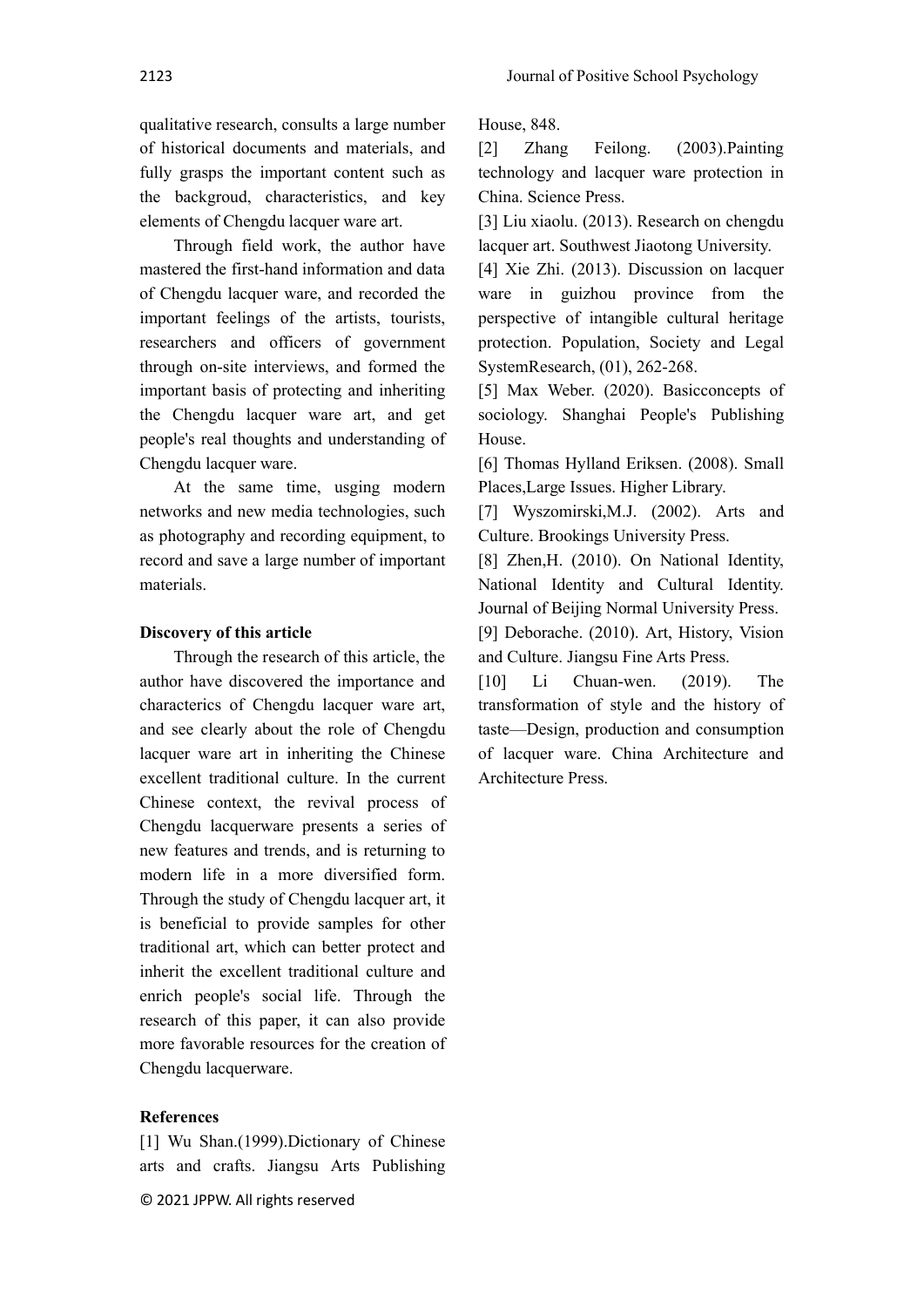qualitative research, consults a large number of historical documents and materials, and fully grasps the important content such as the backgroud, characteristics, and key elements of Chengdu lacquer ware art.

Through field work, the author have mastered the first-hand information and data of Chengdu lacquer ware, and recorded the important feelings of the artists, tourists, researchers and officers of government through on-site interviews, and formed the important basis of protecting and inheriting the Chengdu lacquer ware art, and get people's real thoughts and understanding of Chengdu lacquer ware.

At the same time, usging modern networks and new media technologies, such as photography and recording equipment, to record and save a large number of important materials.

**Discovery of this article**

Through the research of this article, the author have discovered the importance and characterics of Chengdu lacquer ware art, and see clearly about the role of Chengdu lacquer ware art in inheriting the Chinese excellent traditional culture. In the current Chinese context, the revival process of Chengdu lacquerware presents a series of new features and trends, and is returning to modern life in a more diversified form. Through the study of Chengdu lacquer art, it is beneficial to provide samples for other traditional art, which can better protect and inherit the excellent traditional culture and enrich people's social life. Through the research of this paper, it can also provide more favorable resources for the creation of Chengdu lacquerware.

**References**

[1] Wu Shan.(1999).Dictionary of Chinese arts and crafts. Jiangsu Arts Publishing House, 848.

[2] Zhang Feilong. (2003).Painting technology and lacquer ware protection in China. Science Press.

[3] Liu xiaolu. (2013). Research on chengdu lacquer art. Southwest Jiaotong University.

[4] Xie Zhi. (2013). Discussion on lacquer ware in guizhou province from the perspective of intangible cultural heritage protection. Population, Society and Legal SystemResearch, (01), 262-268.

[5] Max Weber. (2020). Basicconcepts of sociology. Shanghai People's Publishing House.

[6] Thomas Hylland Eriksen. (2008). Small Places,Large Issues. Higher Library.

[7] Wyszomirski,M.J. (2002). Arts and Culture. Brookings University Press.

[8] Zhen,H. (2010). On National Identity, National Identity and Cultural Identity. Journal of Beijing Normal University Press.

[9] Deborache. (2010). Art, History, Vision and Culture. Jiangsu Fine Arts Press.

[10] Li Chuan-wen. (2019). The transformation of style and the history of taste—Design, production and consumption of lacquer ware. China Architecture and Architecture Press.